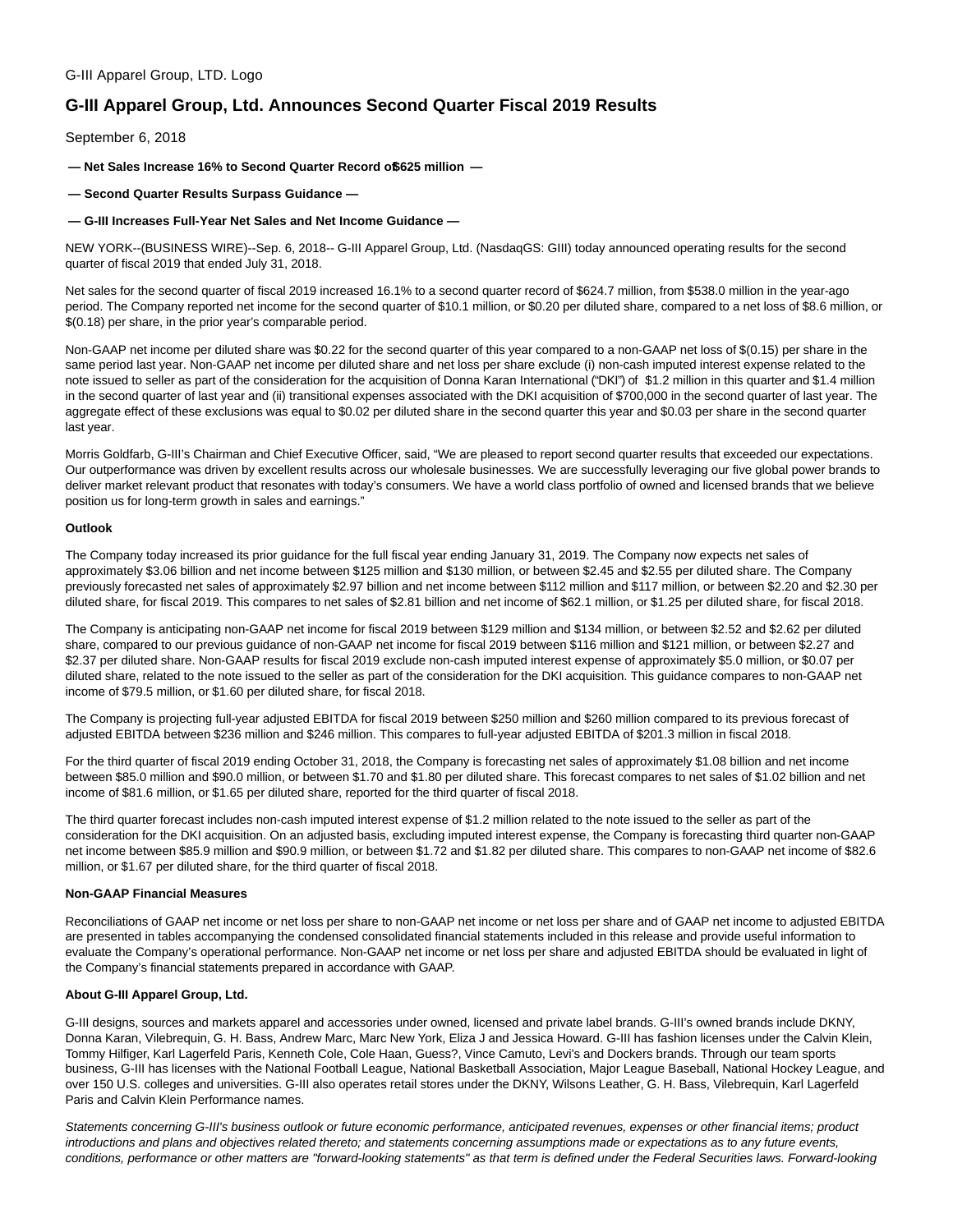G-III Apparel Group, LTD. Logo

# G-III Apparel Group, Ltd. Announces Second Quarter Fiscal 2019 Results

September 6, 2018

**— Net Sales Increase 16% to Second Quarter Record of $625 million —**

**— Second Quarter Results Surpass Guidance —**

**— G-III Increases Full-Year Net Sales and Net Income Guidance —**

NEW YORK--(BUSINESS WIRE)--Sep. 6, 2018-- G-III Apparel Group, Ltd. (NasdaqGS: GIII) today announced operating results for the second quarter of fiscal 2019 that ended July 31, 2018.

Net sales for the second quarter of fiscal 2019 increased 16.1% to a second quarter record of $624.7 million, from $538.0 million in the year-ago period. The Company reported net income for the second quarter of $10.1 million, or $0.20 per diluted share, compared to a net loss of $8.6 million, or $(0.18) per share, in the prior year's comparable period.

Non-GAAP net income per diluted share was $0.22 for the second quarter of this year compared to a non-GAAP net loss of $(0.15) per share in the same period last year. Non-GAAP net income per diluted share and net loss per share exclude (i) non-cash imputed interest expense related to the note issued to seller as part of the consideration for the acquisition of Donna Karan International ("DKI") of $1.2 million in this quarter and $1.4 million in the second quarter of last year and (ii) transitional expenses associated with the DKI acquisition of $700,000 in the second quarter of last year. The aggregate effect of these exclusions was equal to $0.02 per diluted share in the second quarter this year and $0.03 per share in the second quarter last year.

Morris Goldfarb, G-III's Chairman and Chief Executive Officer, said, "We are pleased to report second quarter results that exceeded our expectations. Our outperformance was driven by excellent results across our wholesale businesses. We are successfully leveraging our five global power brands to deliver market relevant product that resonates with today's consumers. We have a world class portfolio of owned and licensed brands that we believe position us for long-term growth in sales and earnings."

**Outlook**

The Company today increased its prior guidance for the full fiscal year ending January 31, 2019. The Company now expects net sales of approximately $3.06 billion and net income between $125 million and $130 million, or between $2.45 and $2.55 per diluted share. The Company previously forecasted net sales of approximately $2.97 billion and net income between $112 million and $117 million, or between $2.20 and $2.30 per diluted share, for fiscal 2019. This compares to net sales of $2.81 billion and net income of $62.1 million, or $1.25 per diluted share, for fiscal 2018.

The Company is anticipating non-GAAP net income for fiscal 2019 between $129 million and $134 million, or between $2.52 and $2.62 per diluted share, compared to our previous guidance of non-GAAP net income for fiscal 2019 between $116 million and $121 million, or between $2.27 and $2.37 per diluted share. Non-GAAP results for fiscal 2019 exclude non-cash imputed interest expense of approximately $5.0 million, or $0.07 per diluted share, related to the note issued to the seller as part of the consideration for the DKI acquisition. This guidance compares to non-GAAP net income of $79.5 million, or $1.60 per diluted share, for fiscal 2018.

The Company is projecting full-year adjusted EBITDA for fiscal 2019 between $250 million and $260 million compared to its previous forecast of adjusted EBITDA between $236 million and $246 million. This compares to full-year adjusted EBITDA of $201.3 million in fiscal 2018.

For the third quarter of fiscal 2019 ending October 31, 2018, the Company is forecasting net sales of approximately $1.08 billion and net income between $85.0 million and $90.0 million, or between $1.70 and $1.80 per diluted share. This forecast compares to net sales of $1.02 billion and net income of $81.6 million, or $1.65 per diluted share, reported for the third quarter of fiscal 2018.

The third quarter forecast includes non-cash imputed interest expense of $1.2 million related to the note issued to the seller as part of the consideration for the DKI acquisition. On an adjusted basis, excluding imputed interest expense, the Company is forecasting third quarter non-GAAP net income between $85.9 million and $90.9 million, or between $1.72 and $1.82 per diluted share. This compares to non-GAAP net income of $82.6 million, or $1.67 per diluted share, for the third quarter of fiscal 2018.

**Non-GAAP Financial Measures**

Reconciliations of GAAP net income or net loss per share to non-GAAP net income or net loss per share and of GAAP net income to adjusted EBITDA are presented in tables accompanying the condensed consolidated financial statements included in this release and provide useful information to evaluate the Company's operational performance. Non-GAAP net income or net loss per share and adjusted EBITDA should be evaluated in light of the Company's financial statements prepared in accordance with GAAP.

**About G-III Apparel Group, Ltd.**

G-III designs, sources and markets apparel and accessories under owned, licensed and private label brands. G-III's owned brands include DKNY, Donna Karan, Vilebrequin, G. H. Bass, Andrew Marc, Marc New York, Eliza J and Jessica Howard. G-III has fashion licenses under the Calvin Klein, Tommy Hilfiger, Karl Lagerfeld Paris, Kenneth Cole, Cole Haan, Guess?, Vince Camuto, Levi's and Dockers brands. Through our team sports business, G-III has licenses with the National Football League, National Basketball Association, Major League Baseball, National Hockey League, and over 150 U.S. colleges and universities. G-III also operates retail stores under the DKNY, Wilsons Leather, G. H. Bass, Vilebrequin, Karl Lagerfeld Paris and Calvin Klein Performance names.

*Statements concerning G-III's business outlook or future economic performance, anticipated revenues, expenses or other financial items; product introductions and plans and objectives related thereto; and statements concerning assumptions made or expectations as to any future events, conditions, performance or other matters are "forward-looking statements" as that term is defined under the Federal Securities laws. Forward-looking*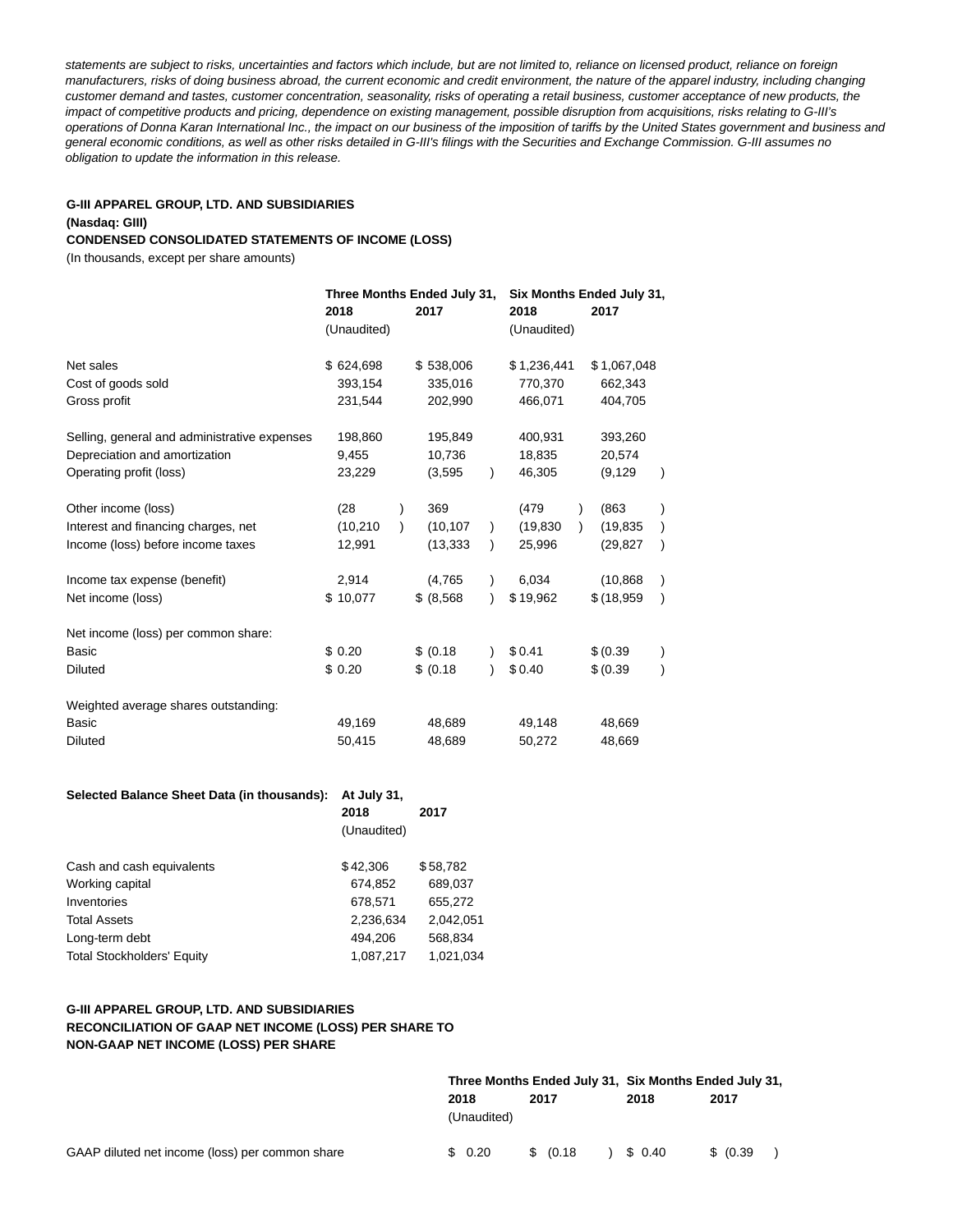*statements are subject to risks, uncertainties and factors which include, but are not limited to, reliance on licensed product, reliance on foreign manufacturers, risks of doing business abroad, the current economic and credit environment, the nature of the apparel industry, including changing customer demand and tastes, customer concentration, seasonality, risks of operating a retail business, customer acceptance of new products, the impact of competitive products and pricing, dependence on existing management, possible disruption from acquisitions, risks relating to G-III's operations of Donna Karan International Inc., the impact on our business of the imposition of tariffs by the United States government and business and general economic conditions, as well as other risks detailed in G-III's filings with the Securities and Exchange Commission. G-III assumes no obligation to update the information in this release.*

**G-III APPAREL GROUP, LTD. AND SUBSIDIARIES**
**(Nasdaq: GIII)**
**CONDENSED CONSOLIDATED STATEMENTS OF INCOME (LOSS)**
(In thousands, except per share amounts)

| | Three Months Ended July 31, | | Six Months Ended July 31, | |
|---|---|---|---|---|
| | 2018 | 2017 | 2018 | 2017 |
| | (Unaudited) | | (Unaudited) | |
| Net sales | $ 624,698 | $ 538,006 | $ 1,236,441 | $ 1,067,048 |
| Cost of goods sold | 393,154 | 335,016 | 770,370 | 662,343 |
| Gross profit | 231,544 | 202,990 | 466,071 | 404,705 |
| Selling, general and administrative expenses | 198,860 | 195,849 | 400,931 | 393,260 |
| Depreciation and amortization | 9,455 | 10,736 | 18,835 | 20,574 |
| Operating profit (loss) | 23,229 | (3,595) | 46,305 | (9,129) |
| Other income (loss) | (28) | 369 | (479) | (863) |
| Interest and financing charges, net | (10,210) | (10,107) | (19,830) | (19,835) |
| Income (loss) before income taxes | 12,991 | (13,333) | 25,996 | (29,827) |
| Income tax expense (benefit) | 2,914 | (4,765) | 6,034 | (10,868) |
| Net income (loss) | $ 10,077 | $ (8,568) | $ 19,962 | $ (18,959) |
| Net income (loss) per common share: | | | | |
| Basic | $ 0.20 | $ (0.18) | $ 0.41 | $ (0.39) |
| Diluted | $ 0.20 | $ (0.18) | $ 0.40 | $ (0.39) |
| Weighted average shares outstanding: | | | | |
| Basic | 49,169 | 48,689 | 49,148 | 48,669 |
| Diluted | 50,415 | 48,689 | 50,272 | 48,669 |

| **Selected Balance Sheet Data (in thousands):** | **At July 31,** | |
|---|---|---|
| | **2018** | **2017** |
| | (Unaudited) | |
| Cash and cash equivalents | $ 42,306 | $ 58,782 |
| Working capital | 674,852 | 689,037 |
| Inventories | 678,571 | 655,272 |
| Total Assets | 2,236,634 | 2,042,051 |
| Long-term debt | 494,206 | 568,834 |
| Total Stockholders' Equity | 1,087,217 | 1,021,034 |

**G-III APPAREL GROUP, LTD. AND SUBSIDIARIES**
**RECONCILIATION OF GAAP NET INCOME (LOSS) PER SHARE TO NON-GAAP NET INCOME (LOSS) PER SHARE**

| | Three Months Ended July 31, | | Six Months Ended July 31, | |
|---|---|---|---|---|
| | 2018 | 2017 | 2018 | 2017 |
| | (Unaudited) | | | |
| GAAP diluted net income (loss) per common share | $ 0.20 | $ (0.18) | $ 0.40 | $ (0.39) |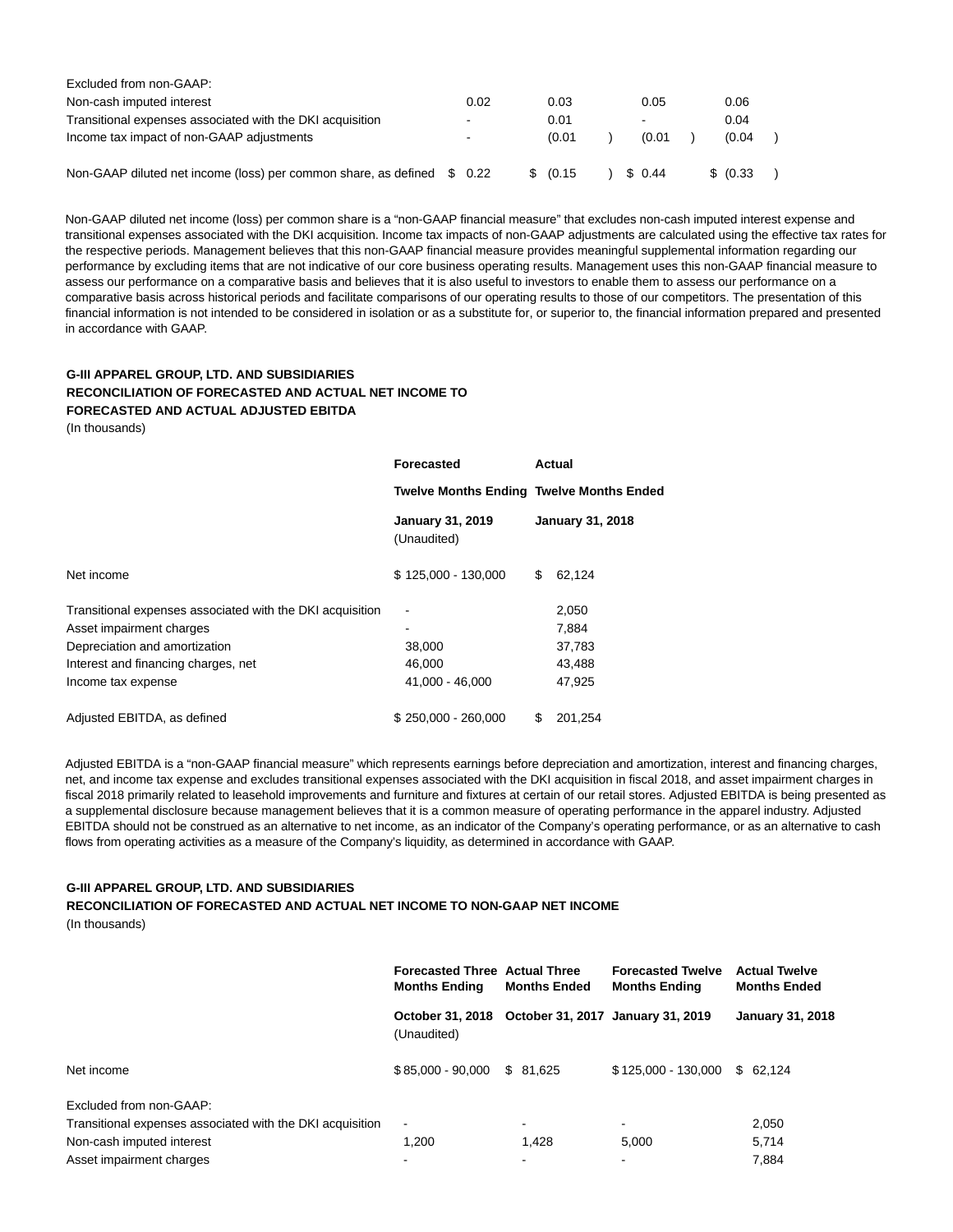| | | | | |
|---|---|---|---|---|
| Excluded from non-GAAP: | | | | |
| Non-cash imputed interest | 0.02 | 0.03 | 0.05 | 0.06 |
| Transitional expenses associated with the DKI acquisition | - | 0.01 | - | 0.04 |
| Income tax impact of non-GAAP adjustments | - | (0.01) | (0.01) | (0.04) |
| Non-GAAP diluted net income (loss) per common share, as defined | $ 0.22 | $ (0.15) | $ 0.44 | $ (0.33) |

Non-GAAP diluted net income (loss) per common share is a "non-GAAP financial measure" that excludes non-cash imputed interest expense and transitional expenses associated with the DKI acquisition. Income tax impacts of non-GAAP adjustments are calculated using the effective tax rates for the respective periods. Management believes that this non-GAAP financial measure provides meaningful supplemental information regarding our performance by excluding items that are not indicative of our core business operating results. Management uses this non-GAAP financial measure to assess our performance on a comparative basis and believes that it is also useful to investors to enable them to assess our performance on a comparative basis across historical periods and facilitate comparisons of our operating results to those of our competitors. The presentation of this financial information is not intended to be considered in isolation or as a substitute for, or superior to, the financial information prepared and presented in accordance with GAAP.

**G-III APPAREL GROUP, LTD. AND SUBSIDIARIES**
**RECONCILIATION OF FORECASTED AND ACTUAL NET INCOME TO**
**FORECASTED AND ACTUAL ADJUSTED EBITDA**
(In thousands)

| | **Forecasted** | **Actual** |
|---|---|---|
| | **Twelve Months Ending** | **Twelve Months Ended** |
| | **January 31, 2019** (Unaudited) | **January 31, 2018** |
| Net income | $ 125,000 - 130,000 | $ 62,124 |
| Transitional expenses associated with the DKI acquisition | - | 2,050 |
| Asset impairment charges | - | 7,884 |
| Depreciation and amortization | 38,000 | 37,783 |
| Interest and financing charges, net | 46,000 | 43,488 |
| Income tax expense | 41,000 - 46,000 | 47,925 |
| Adjusted EBITDA, as defined | $ 250,000 - 260,000 | $ 201,254 |

Adjusted EBITDA is a "non-GAAP financial measure" which represents earnings before depreciation and amortization, interest and financing charges, net, and income tax expense and excludes transitional expenses associated with the DKI acquisition in fiscal 2018, and asset impairment charges in fiscal 2018 primarily related to leasehold improvements and furniture and fixtures at certain of our retail stores. Adjusted EBITDA is being presented as a supplemental disclosure because management believes that it is a common measure of operating performance in the apparel industry. Adjusted EBITDA should not be construed as an alternative to net income, as an indicator of the Company's operating performance, or as an alternative to cash flows from operating activities as a measure of the Company's liquidity, as determined in accordance with GAAP.

**G-III APPAREL GROUP, LTD. AND SUBSIDIARIES**
**RECONCILIATION OF FORECASTED AND ACTUAL NET INCOME TO NON-GAAP NET INCOME**
(In thousands)

| | **Forecasted Three Months Ending** | **Actual Three Months Ended** | **Forecasted Twelve Months Ending** | **Actual Twelve Months Ended** |
|---|---|---|---|---|
| | **October 31, 2018** (Unaudited) | **October 31, 2017** | **January 31, 2019** | **January 31, 2018** |
| Net income | $ 85,000 - 90,000 | $ 81,625 | $ 125,000 - 130,000 | $ 62,124 |
| Excluded from non-GAAP: | | | | |
| Transitional expenses associated with the DKI acquisition | - | - | - | 2,050 |
| Non-cash imputed interest | 1,200 | 1,428 | 5,000 | 5,714 |
| Asset impairment charges | - | - | - | 7,884 |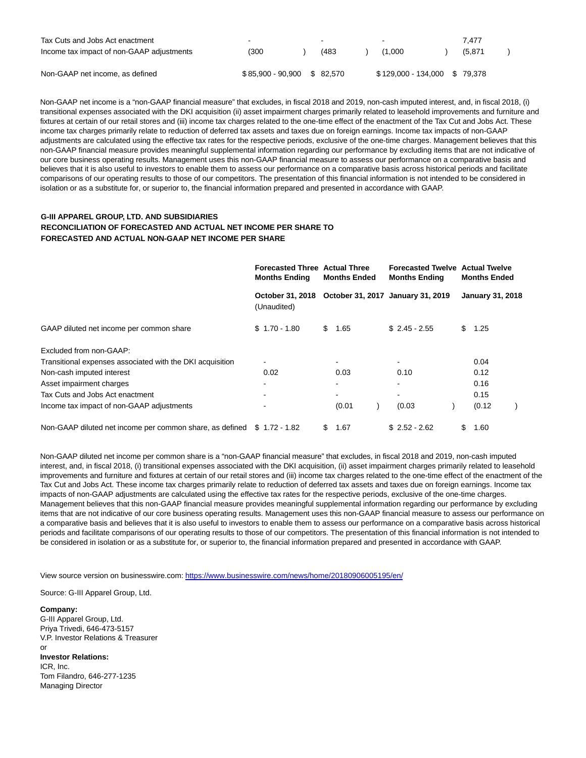| | | | | |
|---|---|---|---|---|
| Tax Cuts and Jobs Act enactment | - | - | - | 7,477 |
| Income tax impact of non-GAAP adjustments | (300) | (483) | (1,000) | (5,871) |
| Non-GAAP net income, as defined | $ 85,900 - 90,900 | $ 82,570 | $ 129,000 - 134,000 | $ 79,378 |

Non-GAAP net income is a "non-GAAP financial measure" that excludes, in fiscal 2018 and 2019, non-cash imputed interest, and, in fiscal 2018, (i) transitional expenses associated with the DKI acquisition (ii) asset impairment charges primarily related to leasehold improvements and furniture and fixtures at certain of our retail stores and (iii) income tax charges related to the one-time effect of the enactment of the Tax Cut and Jobs Act. These income tax charges primarily relate to reduction of deferred tax assets and taxes due on foreign earnings. Income tax impacts of non-GAAP adjustments are calculated using the effective tax rates for the respective periods, exclusive of the one-time charges. Management believes that this non-GAAP financial measure provides meaningful supplemental information regarding our performance by excluding items that are not indicative of our core business operating results. Management uses this non-GAAP financial measure to assess our performance on a comparative basis and believes that it is also useful to investors to enable them to assess our performance on a comparative basis across historical periods and facilitate comparisons of our operating results to those of our competitors. The presentation of this financial information is not intended to be considered in isolation or as a substitute for, or superior to, the financial information prepared and presented in accordance with GAAP.

**G-III APPAREL GROUP, LTD. AND SUBSIDIARIES**
**RECONCILIATION OF FORECASTED AND ACTUAL NET INCOME PER SHARE TO FORECASTED AND ACTUAL NON-GAAP NET INCOME PER SHARE**

| | Forecasted Three Months Ending | Actual Three Months Ended | Forecasted Twelve Months Ending | Actual Twelve Months Ended |
|---|---|---|---|---|
| | October 31, 2018 (Unaudited) | October 31, 2017 | January 31, 2019 | January 31, 2018 |
| GAAP diluted net income per common share | $ 1.70 - 1.80 | $ 1.65 | $ 2.45 - 2.55 | $ 1.25 |
| Excluded from non-GAAP: | | | | |
| Transitional expenses associated with the DKI acquisition | - | - | - | 0.04 |
| Non-cash imputed interest | 0.02 | 0.03 | 0.10 | 0.12 |
| Asset impairment charges | - | - | - | 0.16 |
| Tax Cuts and Jobs Act enactment | - | - | - | 0.15 |
| Income tax impact of non-GAAP adjustments | - | (0.01) | (0.03) | (0.12) |
| Non-GAAP diluted net income per common share, as defined | $ 1.72 - 1.82 | $ 1.67 | $ 2.52 - 2.62 | $ 1.60 |

Non-GAAP diluted net income per common share is a "non-GAAP financial measure" that excludes, in fiscal 2018 and 2019, non-cash imputed interest, and, in fiscal 2018, (i) transitional expenses associated with the DKI acquisition, (ii) asset impairment charges primarily related to leasehold improvements and furniture and fixtures at certain of our retail stores and (iii) income tax charges related to the one-time effect of the enactment of the Tax Cut and Jobs Act. These income tax charges primarily relate to reduction of deferred tax assets and taxes due on foreign earnings. Income tax impacts of non-GAAP adjustments are calculated using the effective tax rates for the respective periods, exclusive of the one-time charges. Management believes that this non-GAAP financial measure provides meaningful supplemental information regarding our performance by excluding items that are not indicative of our core business operating results. Management uses this non-GAAP financial measure to assess our performance on a comparative basis and believes that it is also useful to investors to enable them to assess our performance on a comparative basis across historical periods and facilitate comparisons of our operating results to those of our competitors. The presentation of this financial information is not intended to be considered in isolation or as a substitute for, or superior to, the financial information prepared and presented in accordance with GAAP.

View source version on businesswire.com: https://www.businesswire.com/news/home/20180906005195/en/

Source: G-III Apparel Group, Ltd.

**Company:**
G-III Apparel Group, Ltd.
Priya Trivedi, 646-473-5157
V.P. Investor Relations & Treasurer
or
**Investor Relations:**
ICR, Inc.
Tom Filandro, 646-277-1235
Managing Director